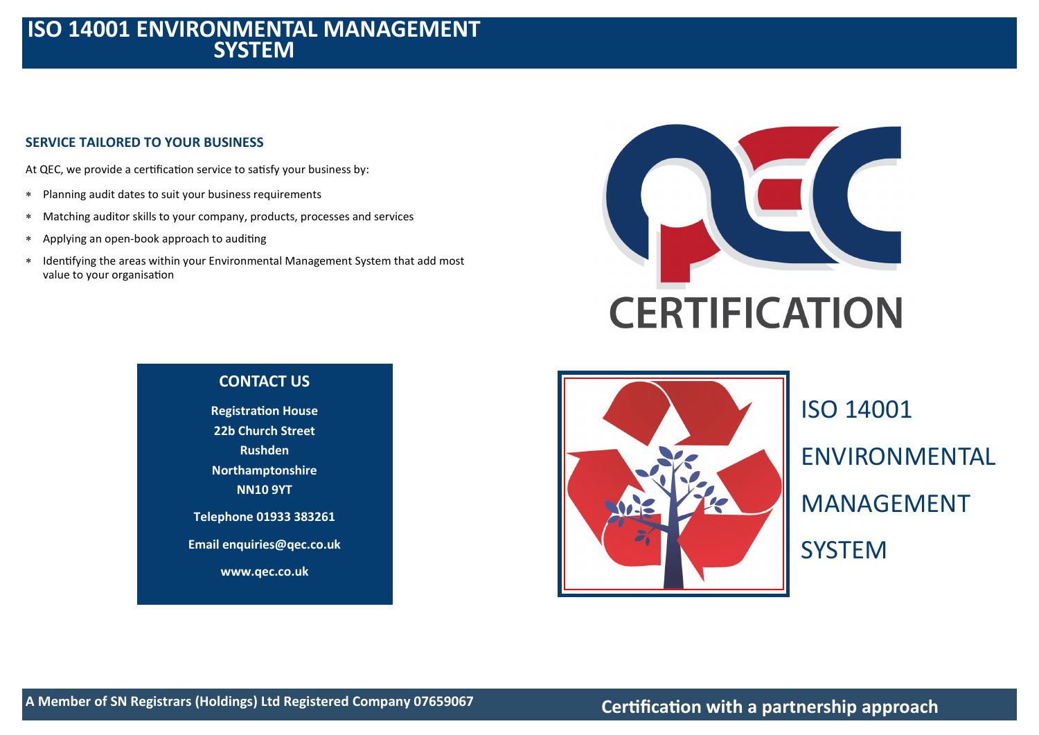# ISO 14001 ENVIRONMENTAL MANAGEMENT SYSTEM

## SERVICE TAILORED TO YOUR BUSINESS

At QEC, we provide a certification service to satisfy your business by:

- Planning audit dates to suit your business requirements
- Matching auditor skills to your company, products, processes and services
- Applying an open-book approach to auditing
- Identifying the areas within your Environmental Management System that add most value to your organisation

QEC CERTIFICATION

## CONTACT US

**Registration House**
**22b Church Street**
**Rushden**
**Northamptonshire**
**NN10 9YT**

**Telephone 01933 383261**

**Email enquiries@qec.co.uk**

**www.qec.co.uk**

ISO 14001

ENVIRONMENTAL

MANAGEMENT

SYSTEM

**A Member of SN Registrars (Holdings) Ltd Registered Company 07659067**

**Certification with a partnership approach**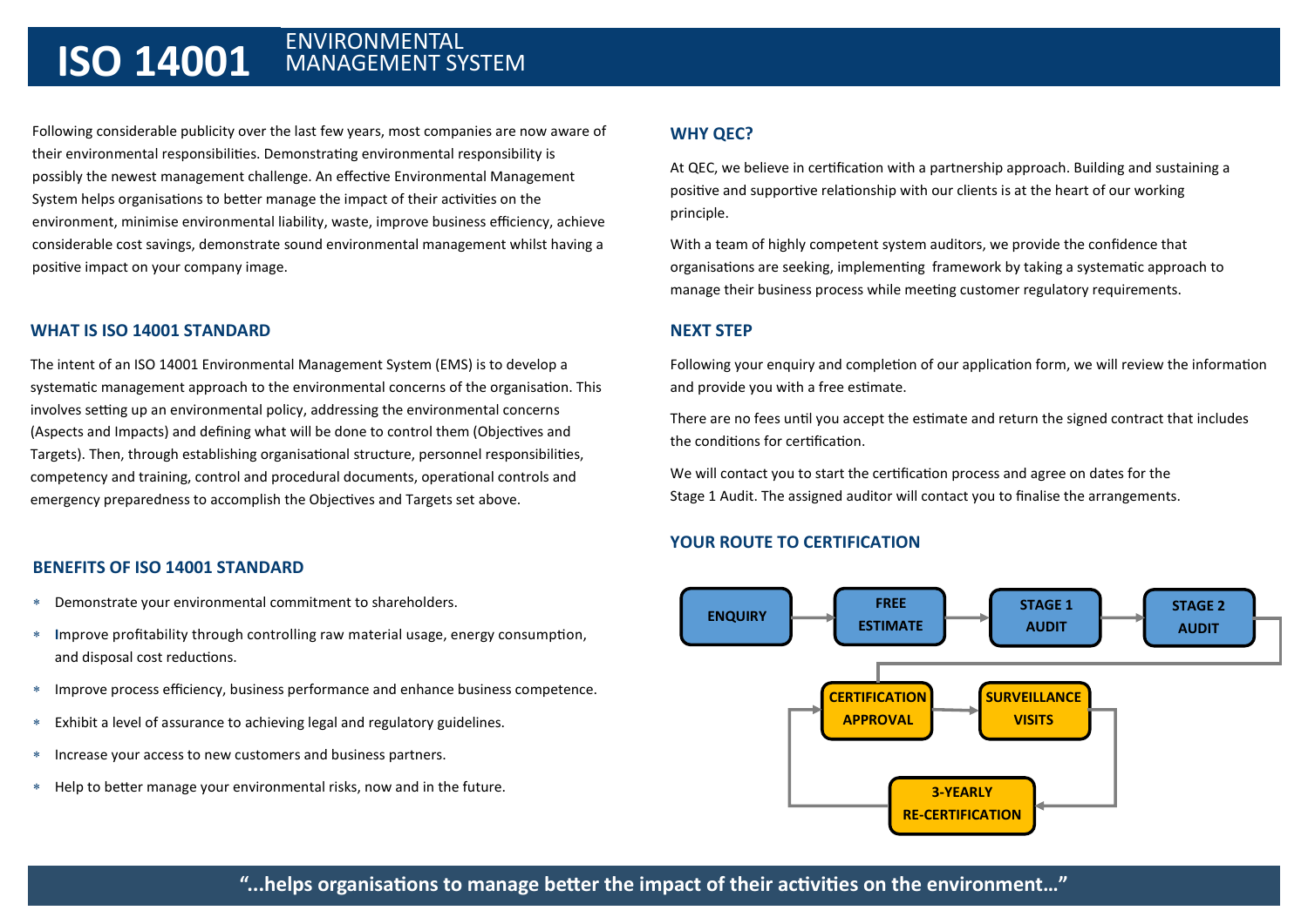# ISO 14001 ENVIRONMENTAL MANAGEMENT SYSTEM

Following considerable publicity over the last few years, most companies are now aware of their environmental responsibilities. Demonstrating environmental responsibility is possibly the newest management challenge. An effective Environmental Management System helps organisations to better manage the impact of their activities on the environment, minimise environmental liability, waste, improve business efficiency, achieve considerable cost savings, demonstrate sound environmental management whilst having a positive impact on your company image.

## WHAT IS ISO 14001 STANDARD

The intent of an ISO 14001 Environmental Management System (EMS) is to develop a systematic management approach to the environmental concerns of the organisation. This involves setting up an environmental policy, addressing the environmental concerns (Aspects and Impacts) and defining what will be done to control them (Objectives and Targets). Then, through establishing organisational structure, personnel responsibilities, competency and training, control and procedural documents, operational controls and emergency preparedness to accomplish the Objectives and Targets set above.

## BENEFITS OF ISO 14001 STANDARD

- Demonstrate your environmental commitment to shareholders.
- Improve profitability through controlling raw material usage, energy consumption, and disposal cost reductions.
- Improve process efficiency, business performance and enhance business competence.
- Exhibit a level of assurance to achieving legal and regulatory guidelines.
- Increase your access to new customers and business partners.
- Help to better manage your environmental risks, now and in the future.

## WHY QEC?

At QEC, we believe in certification with a partnership approach. Building and sustaining a positive and supportive relationship with our clients is at the heart of our working principle.

With a team of highly competent system auditors, we provide the confidence that organisations are seeking, implementing framework by taking a systematic approach to manage their business process while meeting customer regulatory requirements.

## NEXT STEP

Following your enquiry and completion of our application form, we will review the information and provide you with a free estimate.

There are no fees until you accept the estimate and return the signed contract that includes the conditions for certification.

We will contact you to start the certification process and agree on dates for the Stage 1 Audit. The assigned auditor will contact you to finalise the arrangements.

## YOUR ROUTE TO CERTIFICATION

ENQUIRY

FREE ESTIMATE

STAGE 1 AUDIT

STAGE 2 AUDIT

CERTIFICATION APPROVAL

SURVEILLANCE VISITS

3-YEARLY RE-CERTIFICATION

**"...helps organisations to manage better the impact of their activities on the environment..."**